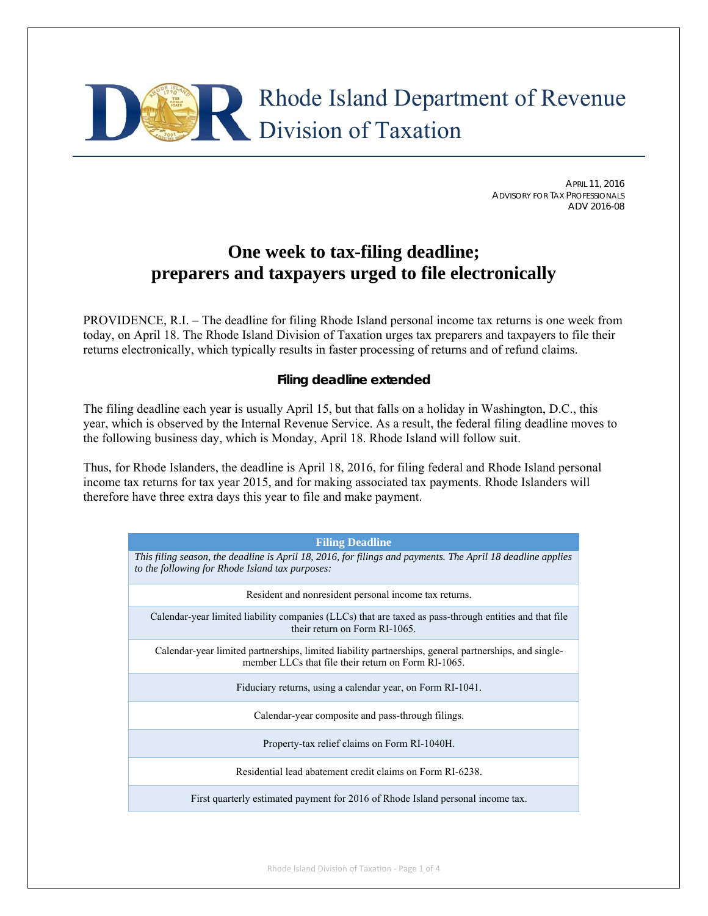# Rhode Island Department of Revenue Division of Taxation

APRIL 11, 2016
ADVISORY FOR TAX PROFESSIONALS
ADV 2016-08

## One week to tax-filing deadline; preparers and taxpayers urged to file electronically

PROVIDENCE, R.I. – The deadline for filing Rhode Island personal income tax returns is one week from today, on April 18. The Rhode Island Division of Taxation urges tax preparers and taxpayers to file their returns electronically, which typically results in faster processing of returns and of refund claims.

### Filing deadline extended

The filing deadline each year is usually April 15, but that falls on a holiday in Washington, D.C., this year, which is observed by the Internal Revenue Service. As a result, the federal filing deadline moves to the following business day, which is Monday, April 18. Rhode Island will follow suit.

Thus, for Rhode Islanders, the deadline is April 18, 2016, for filing federal and Rhode Island personal income tax returns for tax year 2015, and for making associated tax payments. Rhode Islanders will therefore have three extra days this year to file and make payment.

| Filing Deadline |
| --- |
| *This filing season, the deadline is April 18, 2016, for filings and payments. The April 18 deadline applies to the following for Rhode Island tax purposes:* |
| Resident and nonresident personal income tax returns. |
| Calendar-year limited liability companies (LLCs) that are taxed as pass-through entities and that file their return on Form RI-1065. |
| Calendar-year limited partnerships, limited liability partnerships, general partnerships, and single-member LLCs that file their return on Form RI-1065. |
| Fiduciary returns, using a calendar year, on Form RI-1041. |
| Calendar-year composite and pass-through filings. |
| Property-tax relief claims on Form RI-1040H. |
| Residential lead abatement credit claims on Form RI-6238. |
| First quarterly estimated payment for 2016 of Rhode Island personal income tax. |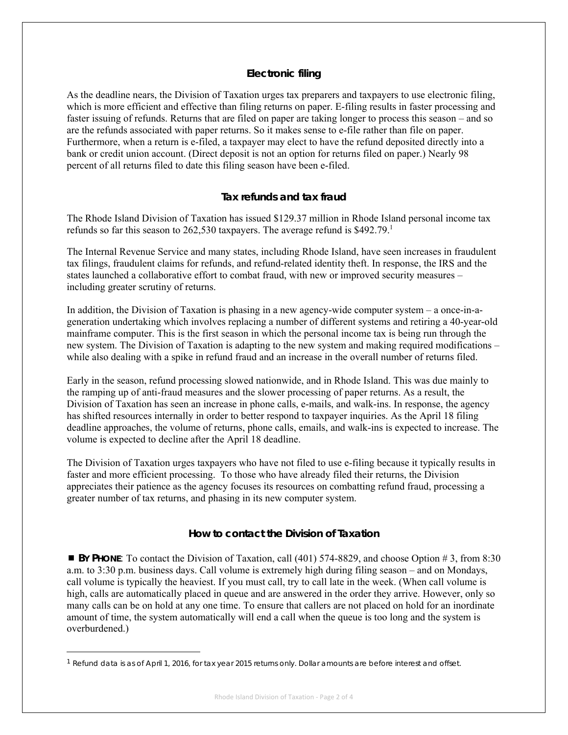## Electronic filing

As the deadline nears, the Division of Taxation urges tax preparers and taxpayers to use electronic filing, which is more efficient and effective than filing returns on paper. E-filing results in faster processing and faster issuing of refunds. Returns that are filed on paper are taking longer to process this season – and so are the refunds associated with paper returns. So it makes sense to e-file rather than file on paper. Furthermore, when a return is e-filed, a taxpayer may elect to have the refund deposited directly into a bank or credit union account. (Direct deposit is not an option for returns filed on paper.) Nearly 98 percent of all returns filed to date this filing season have been e-filed.

## Tax refunds and tax fraud

The Rhode Island Division of Taxation has issued $129.37 million in Rhode Island personal income tax refunds so far this season to 262,530 taxpayers. The average refund is $492.79.[1]

The Internal Revenue Service and many states, including Rhode Island, have seen increases in fraudulent tax filings, fraudulent claims for refunds, and refund-related identity theft. In response, the IRS and the states launched a collaborative effort to combat fraud, with new or improved security measures – including greater scrutiny of returns.

In addition, the Division of Taxation is phasing in a new agency-wide computer system – a once-in-a-generation undertaking which involves replacing a number of different systems and retiring a 40-year-old mainframe computer. This is the first season in which the personal income tax is being run through the new system. The Division of Taxation is adapting to the new system and making required modifications – while also dealing with a spike in refund fraud and an increase in the overall number of returns filed.

Early in the season, refund processing slowed nationwide, and in Rhode Island. This was due mainly to the ramping up of anti-fraud measures and the slower processing of paper returns. As a result, the Division of Taxation has seen an increase in phone calls, e-mails, and walk-ins. In response, the agency has shifted resources internally in order to better respond to taxpayer inquiries. As the April 18 filing deadline approaches, the volume of returns, phone calls, emails, and walk-ins is expected to increase. The volume is expected to decline after the April 18 deadline.

The Division of Taxation urges taxpayers who have not filed to use e-filing because it typically results in faster and more efficient processing. To those who have already filed their returns, the Division appreciates their patience as the agency focuses its resources on combatting refund fraud, processing a greater number of tax returns, and phasing in its new computer system.

## How to contact the Division of Taxation

■ **BY PHONE**: To contact the Division of Taxation, call (401) 574-8829, and choose Option # 3, from 8:30 a.m. to 3:30 p.m. business days. Call volume is extremely high during filing season – and on Mondays, call volume is typically the heaviest. If you must call, try to call late in the week. (When call volume is high, calls are automatically placed in queue and are answered in the order they arrive. However, only so many calls can be on hold at any one time. To ensure that callers are not placed on hold for an inordinate amount of time, the system automatically will end a call when the queue is too long and the system is overburdened.)

[1] Refund data is as of April 1, 2016, for tax year 2015 returns only. Dollar amounts are before interest and offset.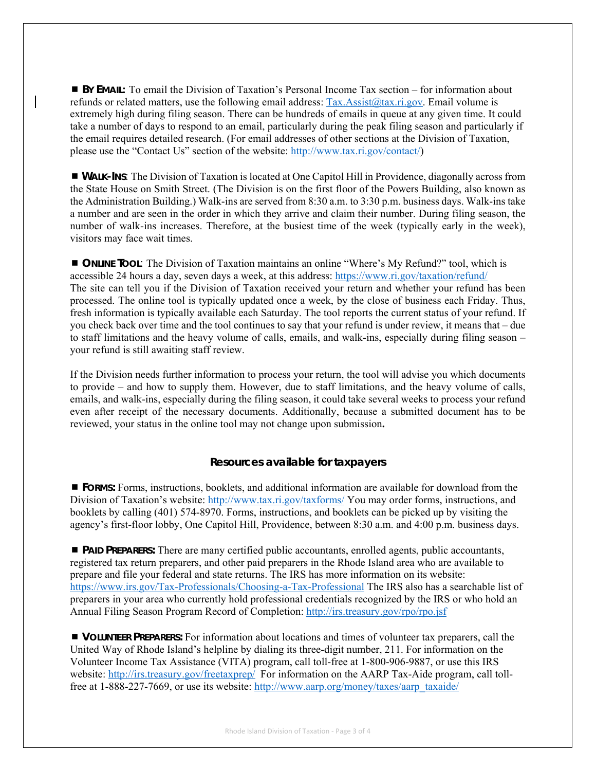■ **BY EMAIL:** To email the Division of Taxation's Personal Income Tax section – for information about refunds or related matters, use the following email address: Tax.Assist@tax.ri.gov. Email volume is extremely high during filing season. There can be hundreds of emails in queue at any given time. It could take a number of days to respond to an email, particularly during the peak filing season and particularly if the email requires detailed research. (For email addresses of other sections at the Division of Taxation, please use the "Contact Us" section of the website: http://www.tax.ri.gov/contact/)

■ **WALK-INS**: The Division of Taxation is located at One Capitol Hill in Providence, diagonally across from the State House on Smith Street. (The Division is on the first floor of the Powers Building, also known as the Administration Building.) Walk-ins are served from 8:30 a.m. to 3:30 p.m. business days. Walk-ins take a number and are seen in the order in which they arrive and claim their number. During filing season, the number of walk-ins increases. Therefore, at the busiest time of the week (typically early in the week), visitors may face wait times.

■ **ONLINE TOOL**: The Division of Taxation maintains an online "Where's My Refund?" tool, which is accessible 24 hours a day, seven days a week, at this address: https://www.ri.gov/taxation/refund/ The site can tell you if the Division of Taxation received your return and whether your refund has been processed. The online tool is typically updated once a week, by the close of business each Friday. Thus, fresh information is typically available each Saturday. The tool reports the current status of your refund. If you check back over time and the tool continues to say that your refund is under review, it means that – due to staff limitations and the heavy volume of calls, emails, and walk-ins, especially during filing season – your refund is still awaiting staff review.

If the Division needs further information to process your return, the tool will advise you which documents to provide – and how to supply them. However, due to staff limitations, and the heavy volume of calls, emails, and walk-ins, especially during the filing season, it could take several weeks to process your refund even after receipt of the necessary documents. Additionally, because a submitted document has to be reviewed, your status in the online tool may not change upon submission**.**

## Resources available for taxpayers

■ **FORMS:** Forms, instructions, booklets, and additional information are available for download from the Division of Taxation's website: http://www.tax.ri.gov/taxforms/ You may order forms, instructions, and booklets by calling (401) 574-8970. Forms, instructions, and booklets can be picked up by visiting the agency's first-floor lobby, One Capitol Hill, Providence, between 8:30 a.m. and 4:00 p.m. business days.

■ **PAID PREPARERS:** There are many certified public accountants, enrolled agents, public accountants, registered tax return preparers, and other paid preparers in the Rhode Island area who are available to prepare and file your federal and state returns. The IRS has more information on its website: https://www.irs.gov/Tax-Professionals/Choosing-a-Tax-Professional The IRS also has a searchable list of preparers in your area who currently hold professional credentials recognized by the IRS or who hold an Annual Filing Season Program Record of Completion: http://irs.treasury.gov/rpo/rpo.jsf

■ **VOLUNTEER PREPARERS:** For information about locations and times of volunteer tax preparers, call the United Way of Rhode Island's helpline by dialing its three-digit number, 211. For information on the Volunteer Income Tax Assistance (VITA) program, call toll-free at 1-800-906-9887, or use this IRS website: http://irs.treasury.gov/freetaxprep/ For information on the AARP Tax-Aide program, call toll-free at 1-888-227-7669, or use its website: http://www.aarp.org/money/taxes/aarp_taxaide/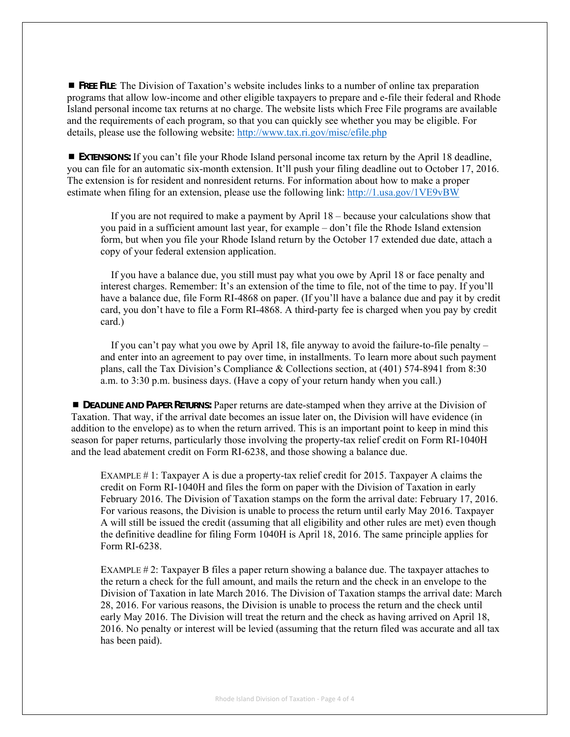■ **FREE FILE**: The Division of Taxation's website includes links to a number of online tax preparation programs that allow low-income and other eligible taxpayers to prepare and e-file their federal and Rhode Island personal income tax returns at no charge. The website lists which Free File programs are available and the requirements of each program, so that you can quickly see whether you may be eligible. For details, please use the following website: http://www.tax.ri.gov/misc/efile.php

■ **EXTENSIONS:** If you can't file your Rhode Island personal income tax return by the April 18 deadline, you can file for an automatic six-month extension. It'll push your filing deadline out to October 17, 2016. The extension is for resident and nonresident returns. For information about how to make a proper estimate when filing for an extension, please use the following link: http://1.usa.gov/1VE9vBW

If you are not required to make a payment by April 18 – because your calculations show that you paid in a sufficient amount last year, for example – don't file the Rhode Island extension form, but when you file your Rhode Island return by the October 17 extended due date, attach a copy of your federal extension application.

If you have a balance due, you still must pay what you owe by April 18 or face penalty and interest charges. Remember: It's an extension of the time to file, not of the time to pay. If you'll have a balance due, file Form RI-4868 on paper. (If you'll have a balance due and pay it by credit card, you don't have to file a Form RI-4868. A third-party fee is charged when you pay by credit card.)

If you can't pay what you owe by April 18, file anyway to avoid the failure-to-file penalty – and enter into an agreement to pay over time, in installments. To learn more about such payment plans, call the Tax Division's Compliance & Collections section, at (401) 574-8941 from 8:30 a.m. to 3:30 p.m. business days. (Have a copy of your return handy when you call.)

■ **DEADLINE AND PAPER RETURNS:** Paper returns are date-stamped when they arrive at the Division of Taxation. That way, if the arrival date becomes an issue later on, the Division will have evidence (in addition to the envelope) as to when the return arrived. This is an important point to keep in mind this season for paper returns, particularly those involving the property-tax relief credit on Form RI-1040H and the lead abatement credit on Form RI-6238, and those showing a balance due.

EXAMPLE # 1: Taxpayer A is due a property-tax relief credit for 2015. Taxpayer A claims the credit on Form RI-1040H and files the form on paper with the Division of Taxation in early February 2016. The Division of Taxation stamps on the form the arrival date: February 17, 2016. For various reasons, the Division is unable to process the return until early May 2016. Taxpayer A will still be issued the credit (assuming that all eligibility and other rules are met) even though the definitive deadline for filing Form 1040H is April 18, 2016. The same principle applies for Form RI-6238.

EXAMPLE # 2: Taxpayer B files a paper return showing a balance due. The taxpayer attaches to the return a check for the full amount, and mails the return and the check in an envelope to the Division of Taxation in late March 2016. The Division of Taxation stamps the arrival date: March 28, 2016. For various reasons, the Division is unable to process the return and the check until early May 2016. The Division will treat the return and the check as having arrived on April 18, 2016. No penalty or interest will be levied (assuming that the return filed was accurate and all tax has been paid).